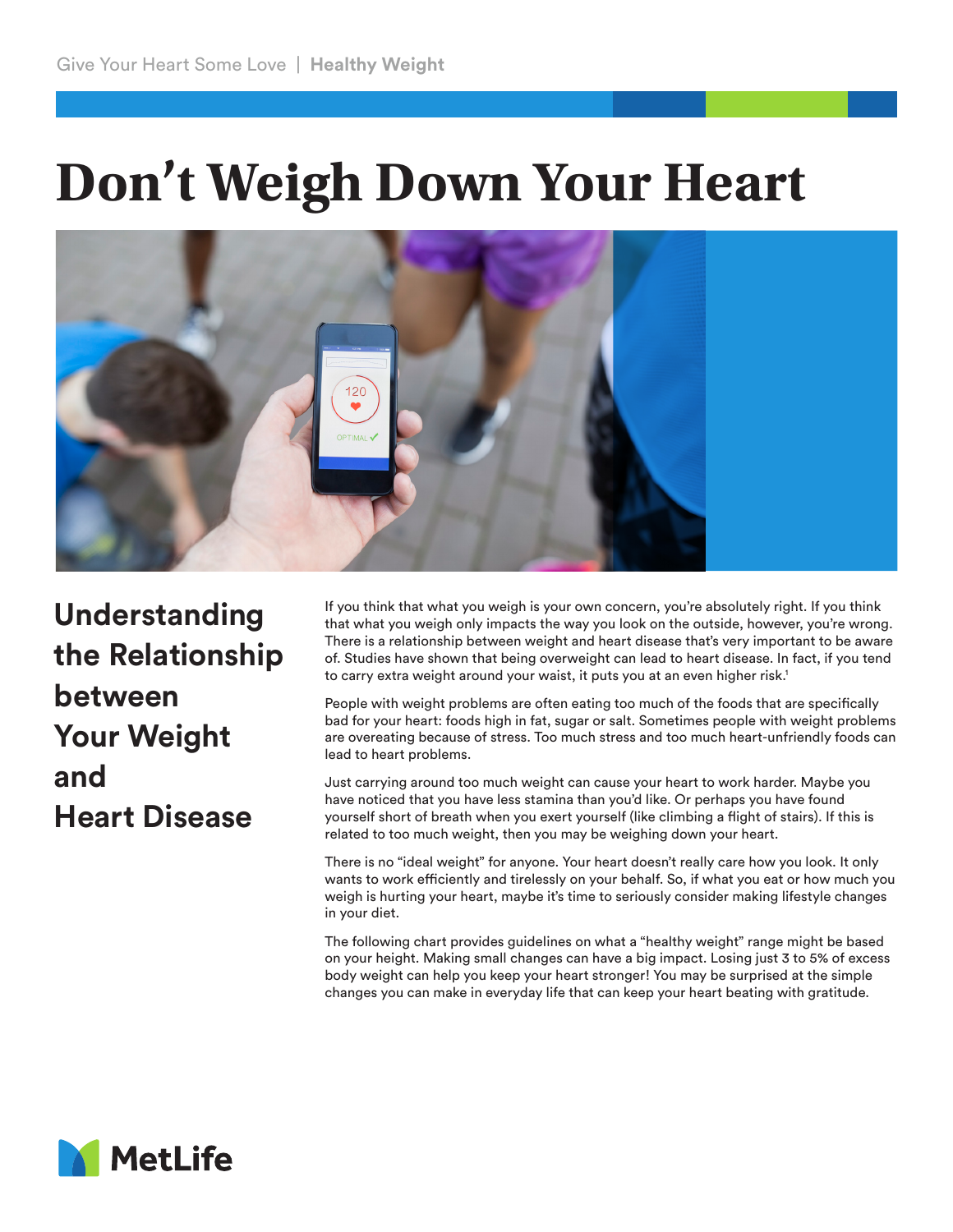# Don't Weigh Down Your Heart

## Understanding the Relationship between Your Weight and Heart Disease

If you think that what you weigh is your own concern, you're absolutely right. If you think that what you weigh only impacts the way you look on the outside, however, you're wrong. There is a relationship between weight and heart disease that's very important to be aware of. Studies have shown that being overweight can lead to heart disease. In fact, if you tend to carry extra weight around your waist, it puts you at an even higher risk.[1]

People with weight problems are often eating too much of the foods that are specifically bad for your heart: foods high in fat, sugar or salt. Sometimes people with weight problems are overeating because of stress. Too much stress and too much heart-unfriendly foods can lead to heart problems.

Just carrying around too much weight can cause your heart to work harder. Maybe you have noticed that you have less stamina than you'd like. Or perhaps you have found yourself short of breath when you exert yourself (like climbing a flight of stairs). If this is related to too much weight, then you may be weighing down your heart.

There is no "ideal weight" for anyone. Your heart doesn't really care how you look. It only wants to work efficiently and tirelessly on your behalf. So, if what you eat or how much you weigh is hurting your heart, maybe it's time to seriously consider making lifestyle changes in your diet.

The following chart provides guidelines on what a "healthy weight" range might be based on your height. Making small changes can have a big impact. Losing just 3 to 5% of excess body weight can help you keep your heart stronger! You may be surprised at the simple changes you can make in everyday life that can keep your heart beating with gratitude.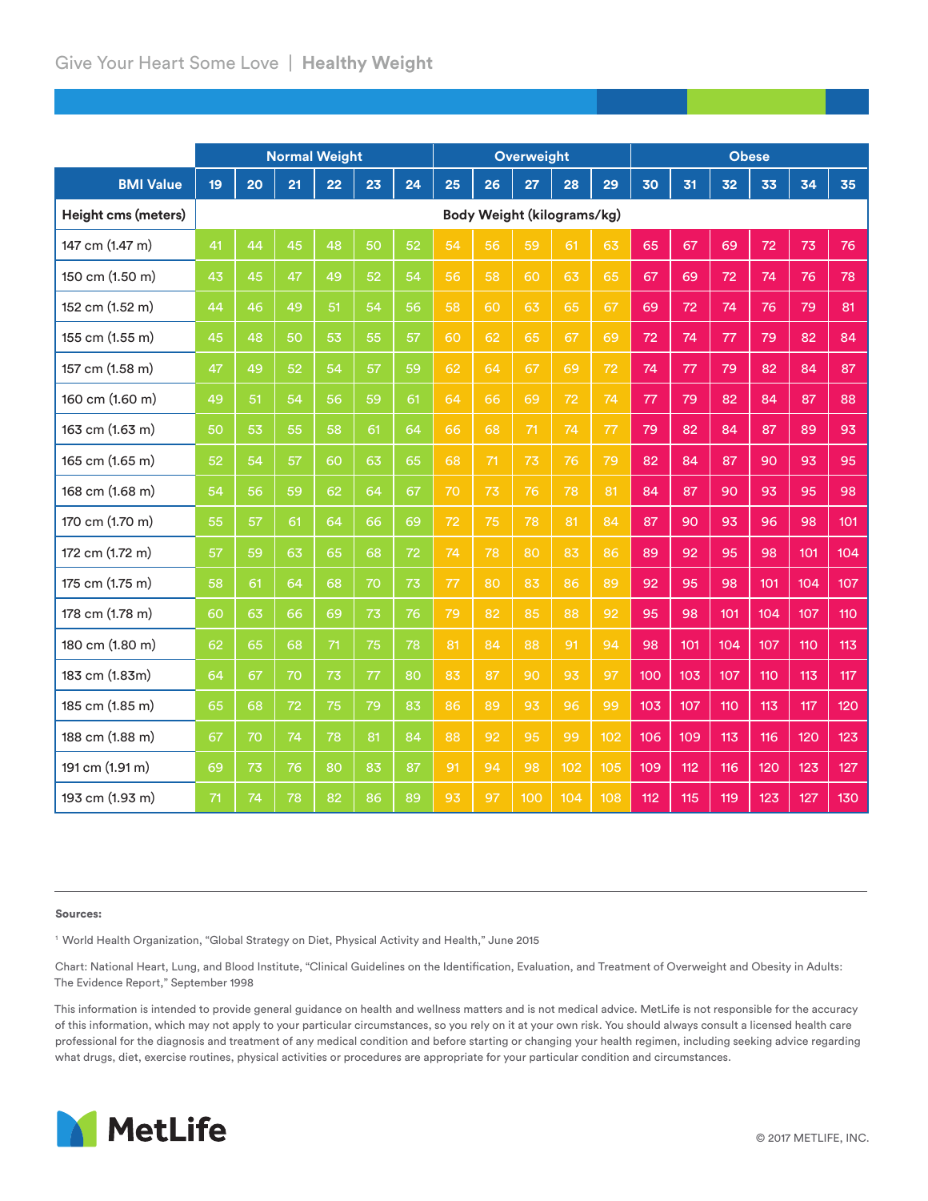Give Your Heart Some Love | **Healthy Weight**

| | Normal Weight | | | | | | Overweight | | | | | Obese | | | | | |
|---|---|---|---|---|---|---|---|---|---|---|---|---|---|---|---|---|---|
| **BMI Value** | **19** | **20** | **21** | **22** | **23** | **24** | **25** | **26** | **27** | **28** | **29** | **30** | **31** | **32** | **33** | **34** | **35** |
| **Height cms (meters)** | **Body Weight (kilograms/kg)** | | | | | | | | | | | | | | | | |
| 147 cm (1.47 m) | 41 | 44 | 45 | 48 | 50 | 52 | 54 | 56 | 59 | 61 | 63 | 65 | 67 | 69 | 72 | 73 | 76 |
| 150 cm (1.50 m) | 43 | 45 | 47 | 49 | 52 | 54 | 56 | 58 | 60 | 63 | 65 | 67 | 69 | 72 | 74 | 76 | 78 |
| 152 cm (1.52 m) | 44 | 46 | 49 | 51 | 54 | 56 | 58 | 60 | 63 | 65 | 67 | 69 | 72 | 74 | 76 | 79 | 81 |
| 155 cm (1.55 m) | 45 | 48 | 50 | 53 | 55 | 57 | 60 | 62 | 65 | 67 | 69 | 72 | 74 | 77 | 79 | 82 | 84 |
| 157 cm (1.58 m) | 47 | 49 | 52 | 54 | 57 | 59 | 62 | 64 | 67 | 69 | 72 | 74 | 77 | 79 | 82 | 84 | 87 |
| 160 cm (1.60 m) | 49 | 51 | 54 | 56 | 59 | 61 | 64 | 66 | 69 | 72 | 74 | 77 | 79 | 82 | 84 | 87 | 88 |
| 163 cm (1.63 m) | 50 | 53 | 55 | 58 | 61 | 64 | 66 | 68 | 71 | 74 | 77 | 79 | 82 | 84 | 87 | 89 | 93 |
| 165 cm (1.65 m) | 52 | 54 | 57 | 60 | 63 | 65 | 68 | 71 | 73 | 76 | 79 | 82 | 84 | 87 | 90 | 93 | 95 |
| 168 cm (1.68 m) | 54 | 56 | 59 | 62 | 64 | 67 | 70 | 73 | 76 | 78 | 81 | 84 | 87 | 90 | 93 | 95 | 98 |
| 170 cm (1.70 m) | 55 | 57 | 61 | 64 | 66 | 69 | 72 | 75 | 78 | 81 | 84 | 87 | 90 | 93 | 96 | 98 | 101 |
| 172 cm (1.72 m) | 57 | 59 | 63 | 65 | 68 | 72 | 74 | 78 | 80 | 83 | 86 | 89 | 92 | 95 | 98 | 101 | 104 |
| 175 cm (1.75 m) | 58 | 61 | 64 | 68 | 70 | 73 | 77 | 80 | 83 | 86 | 89 | 92 | 95 | 98 | 101 | 104 | 107 |
| 178 cm (1.78 m) | 60 | 63 | 66 | 69 | 73 | 76 | 79 | 82 | 85 | 88 | 92 | 95 | 98 | 101 | 104 | 107 | 110 |
| 180 cm (1.80 m) | 62 | 65 | 68 | 71 | 75 | 78 | 81 | 84 | 88 | 91 | 94 | 98 | 101 | 104 | 107 | 110 | 113 |
| 183 cm (1.83m) | 64 | 67 | 70 | 73 | 77 | 80 | 83 | 87 | 90 | 93 | 97 | 100 | 103 | 107 | 110 | 113 | 117 |
| 185 cm (1.85 m) | 65 | 68 | 72 | 75 | 79 | 83 | 86 | 89 | 93 | 96 | 99 | 103 | 107 | 110 | 113 | 117 | 120 |
| 188 cm (1.88 m) | 67 | 70 | 74 | 78 | 81 | 84 | 88 | 92 | 95 | 99 | 102 | 106 | 109 | 113 | 116 | 120 | 123 |
| 191 cm (1.91 m) | 69 | 73 | 76 | 80 | 83 | 87 | 91 | 94 | 98 | 102 | 105 | 109 | 112 | 116 | 120 | 123 | 127 |
| 193 cm (1.93 m) | 71 | 74 | 78 | 82 | 86 | 89 | 93 | 97 | 100 | 104 | 108 | 112 | 115 | 119 | 123 | 127 | 130 |

**Sources:**

[1] World Health Organization, "Global Strategy on Diet, Physical Activity and Health," June 2015

Chart: National Heart, Lung, and Blood Institute, "Clinical Guidelines on the Identification, Evaluation, and Treatment of Overweight and Obesity in Adults: The Evidence Report," September 1998

This information is intended to provide general guidance on health and wellness matters and is not medical advice. MetLife is not responsible for the accuracy of this information, which may not apply to your particular circumstances, so you rely on it at your own risk. You should always consult a licensed health care professional for the diagnosis and treatment of any medical condition and before starting or changing your health regimen, including seeking advice regarding what drugs, diet, exercise routines, physical activities or procedures are appropriate for your particular condition and circumstances.

MetLife

© 2017 METLIFE, INC.